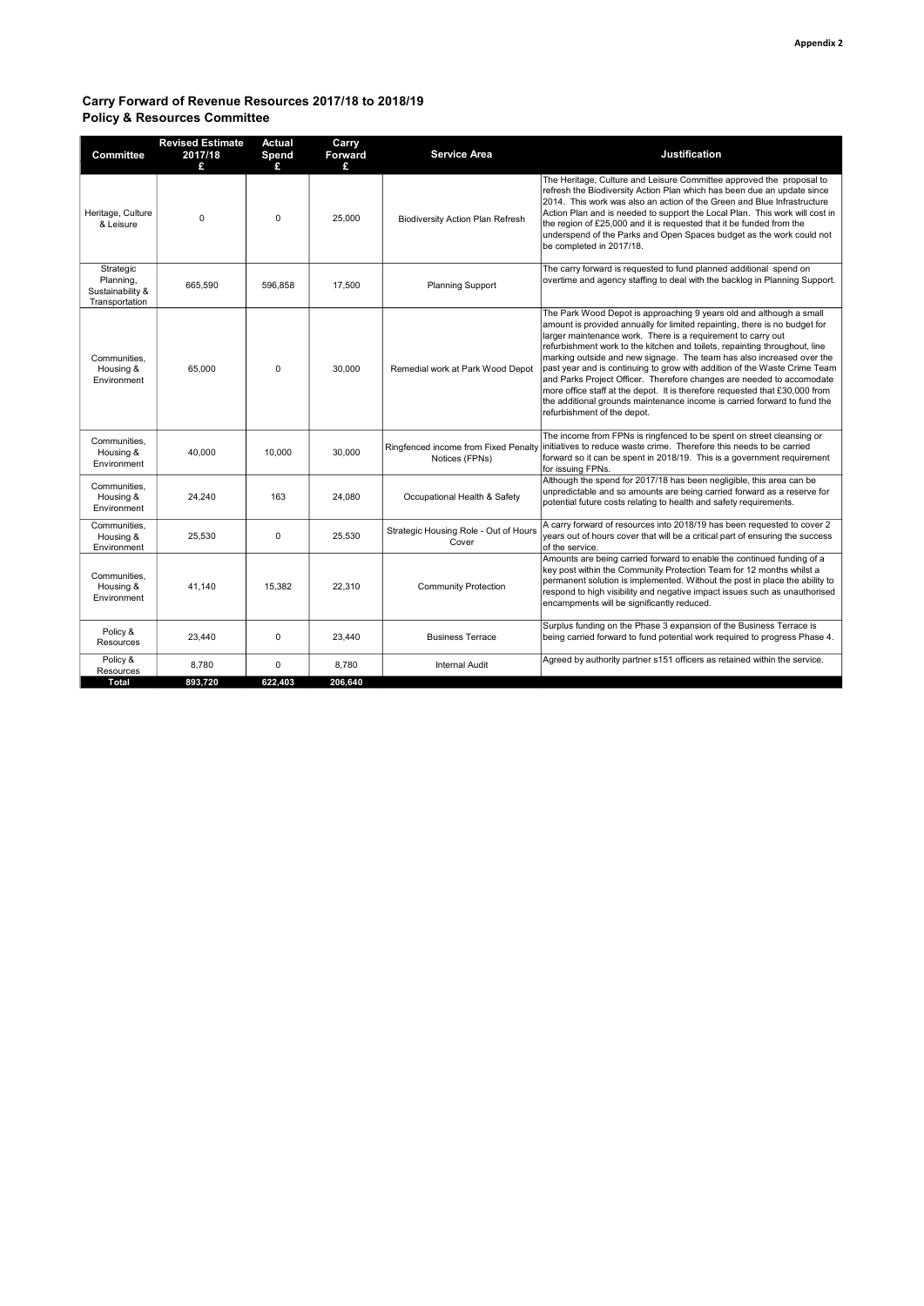Appendix 2

## Carry Forward of Revenue Resources 2017/18 to 2018/19
## Policy & Resources Committee

| Committee | Revised Estimate 2017/18 £ | Actual Spend £ | Carry Forward £ | Service Area | Justification |
|---|---|---|---|---|---|
| Heritage, Culture & Leisure | 0 | 0 | 25,000 | Biodiversity Action Plan Refresh | The Heritage, Culture and Leisure Committee approved the proposal to refresh the Biodiversity Action Plan which has been due an update since 2014. This work was also an action of the Green and Blue Infrastructure Action Plan and is needed to support the Local Plan. This work will cost in the region of £25,000 and it is requested that it be funded from the underspend of the Parks and Open Spaces budget as the work could not be completed in 2017/18. |
| Strategic Planning, Sustainability & Transportation | 665,590 | 596,858 | 17,500 | Planning Support | The carry forward is requested to fund planned additional spend on overtime and agency staffing to deal with the backlog in Planning Support. |
| Communities, Housing & Environment | 65,000 | 0 | 30,000 | Remedial work at Park Wood Depot | The Park Wood Depot is approaching 9 years old and although a small amount is provided annually for limited repainting, there is no budget for larger maintenance work. There is a requirement to carry out refurbishment work to the kitchen and toilets, repainting throughout, line marking outside and new signage. The team has also increased over the past year and is continuing to grow with addition of the Waste Crime Team and Parks Project Officer. Therefore changes are needed to accomodate more office staff at the depot. It is therefore requested that £30,000 from the additional grounds maintenance income is carried forward to fund the refurbishment of the depot. |
| Communities, Housing & Environment | 40,000 | 10,000 | 30,000 | Ringfenced income from Fixed Penalty Notices (FPNs) | The income from FPNs is ringfenced to be spent on street cleansing or initiatives to reduce waste crime. Therefore this needs to be carried forward so it can be spent in 2018/19. This is a government requirement for issuing FPNs. |
| Communities, Housing & Environment | 24,240 | 163 | 24,080 | Occupational Health & Safety | Although the spend for 2017/18 has been negligible, this area can be unpredictable and so amounts are being carried forward as a reserve for potential future costs relating to health and safety requirements. |
| Communities, Housing & Environment | 25,530 | 0 | 25,530 | Strategic Housing Role - Out of Hours Cover | A carry forward of resources into 2018/19 has been requested to cover 2 years out of hours cover that will be a critical part of ensuring the success of the service. |
| Communities, Housing & Environment | 41,140 | 15,382 | 22,310 | Community Protection | Amounts are being carried forward to enable the continued funding of a key post within the Community Protection Team for 12 months whilst a permanent solution is implemented. Without the post in place the ability to respond to high visibility and negative impact issues such as unauthorised encampments will be significantly reduced. |
| Policy & Resources | 23,440 | 0 | 23,440 | Business Terrace | Surplus funding on the Phase 3 expansion of the Business Terrace is being carried forward to fund potential work required to progress Phase 4. |
| Policy & Resources | 8,780 | 0 | 8,780 | Internal Audit | Agreed by authority partner s151 officers as retained within the service. |
| **Total** | **893,720** | **622,403** | **206,640** | | |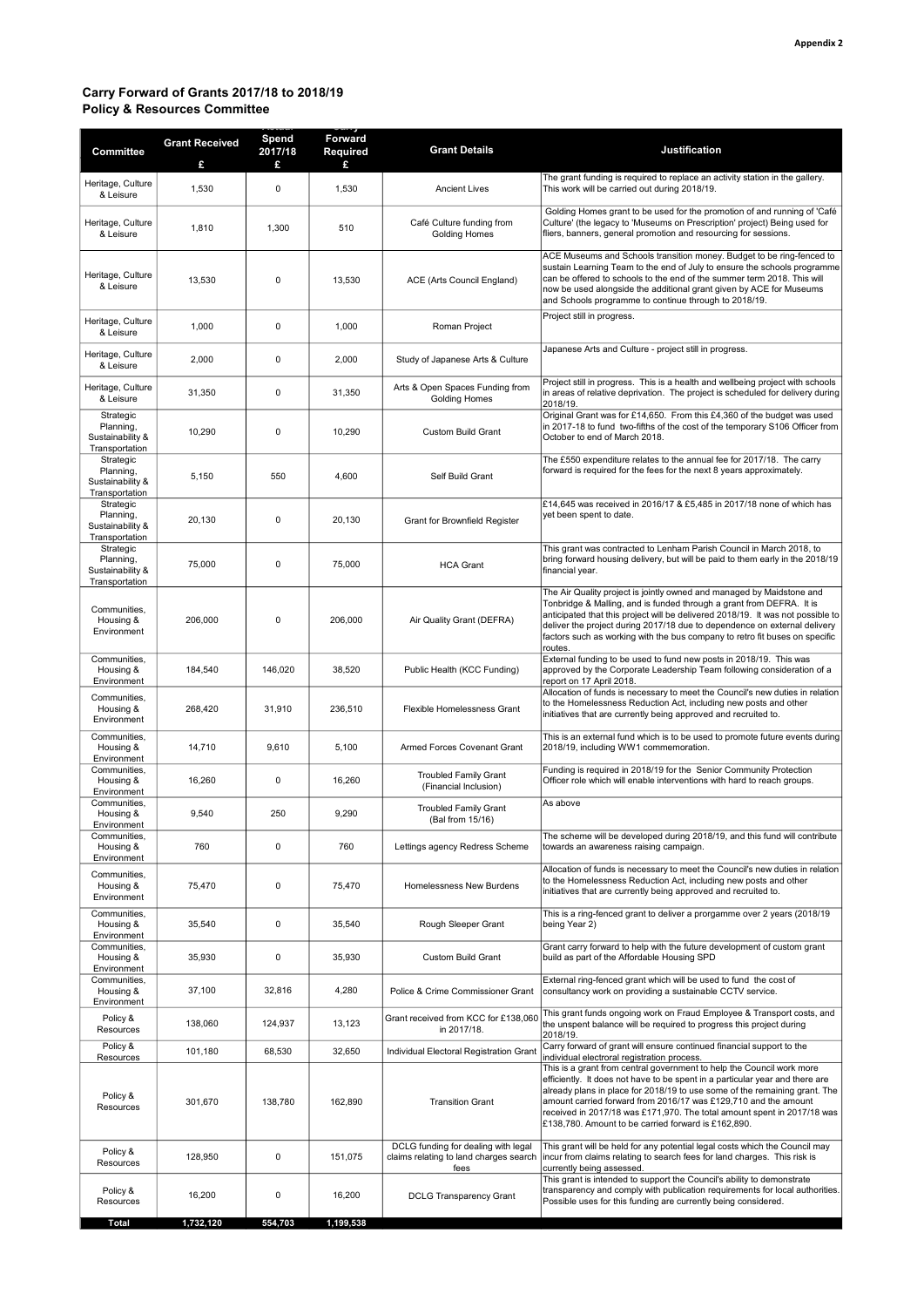**Appendix 2**

## Carry Forward of Grants 2017/18 to 2018/19
## Policy & Resources Committee

| Committee | Grant Received £ | Actual Spend 2017/18 £ | Carry Forward Required £ | Grant Details | Justification |
|---|---|---|---|---|---|
| Heritage, Culture & Leisure | 1,530 | 0 | 1,530 | Ancient Lives | The grant funding is required to replace an activity station in the gallery. This work will be carried out during 2018/19. |
| Heritage, Culture & Leisure | 1,810 | 1,300 | 510 | Café Culture funding from Golding Homes | Golding Homes grant to be used for the promotion of and running of 'Café Culture' (the legacy to 'Museums on Prescription' project) Being used for fliers, banners, general promotion and resourcing for sessions. |
| Heritage, Culture & Leisure | 13,530 | 0 | 13,530 | ACE (Arts Council England) | ACE Museums and Schools transition money. Budget to be ring-fenced to sustain Learning Team to the end of July to ensure the schools programme can be offered to schools to the end of the summer term 2018. This will now be used alongside the additional grant given by ACE for Museums and Schools programme to continue through to 2018/19. |
| Heritage, Culture & Leisure | 1,000 | 0 | 1,000 | Roman Project | Project still in progress. |
| Heritage, Culture & Leisure | 2,000 | 0 | 2,000 | Study of Japanese Arts & Culture | Japanese Arts and Culture - project still in progress. |
| Heritage, Culture & Leisure | 31,350 | 0 | 31,350 | Arts & Open Spaces Funding from Golding Homes | Project still in progress. This is a health and wellbeing project with schools in areas of relative deprivation. The project is scheduled for delivery during 2018/19. |
| Strategic Planning, Sustainability & Transportation | 10,290 | 0 | 10,290 | Custom Build Grant | Original Grant was for £14,650. From this £4,360 of the budget was used in 2017-18 to fund two-fifths of the cost of the temporary S106 Officer from October to end of March 2018. |
| Strategic Planning, Sustainability & Transportation | 5,150 | 550 | 4,600 | Self Build Grant | The £550 expenditure relates to the annual fee for 2017/18. The carry forward is required for the fees for the next 8 years approximately. |
| Strategic Planning, Sustainability & Transportation | 20,130 | 0 | 20,130 | Grant for Brownfield Register | £14,645 was received in 2016/17 & £5,485 in 2017/18 none of which has yet been spent to date. |
| Strategic Planning, Sustainability & Transportation | 75,000 | 0 | 75,000 | HCA Grant | This grant was contracted to Lenham Parish Council in March 2018, to bring forward housing delivery, but will be paid to them early in the 2018/19 financial year. |
| Communities, Housing & Environment | 206,000 | 0 | 206,000 | Air Quality Grant (DEFRA) | The Air Quality project is jointly owned and managed by Maidstone and Tonbridge & Malling, and is funded through a grant from DEFRA. It is anticipated that this project will be delivered 2018/19. It was not possible to deliver the project during 2017/18 due to dependence on external delivery factors such as working with the bus company to retro fit buses on specific routes. |
| Communities, Housing & Environment | 184,540 | 146,020 | 38,520 | Public Health (KCC Funding) | External funding to be used to fund new posts in 2018/19. This was approved by the Corporate Leadership Team following consideration of a report on 17 April 2018. |
| Communities, Housing & Environment | 268,420 | 31,910 | 236,510 | Flexible Homelessness Grant | Allocation of funds is necessary to meet the Council's new duties in relation to the Homelessness Reduction Act, including new posts and other initiatives that are currently being approved and recruited to. |
| Communities, Housing & Environment | 14,710 | 9,610 | 5,100 | Armed Forces Covenant Grant | This is an external fund which is to be used to promote future events during 2018/19, including WW1 commemoration. |
| Communities, Housing & Environment | 16,260 | 0 | 16,260 | Troubled Family Grant (Financial Inclusion) | Funding is required in 2018/19 for the Senior Community Protection Officer role which will enable interventions with hard to reach groups. |
| Communities, Housing & Environment | 9,540 | 250 | 9,290 | Troubled Family Grant (Bal from 15/16) | As above |
| Communities, Housing & Environment | 760 | 0 | 760 | Lettings agency Redress Scheme | The scheme will be developed during 2018/19, and this fund will contribute towards an awareness raising campaign. |
| Communities, Housing & Environment | 75,470 | 0 | 75,470 | Homelessness New Burdens | Allocation of funds is necessary to meet the Council's new duties in relation to the Homelessness Reduction Act, including new posts and other initiatives that are currently being approved and recruited to. |
| Communities, Housing & Environment | 35,540 | 0 | 35,540 | Rough Sleeper Grant | This is a ring-fenced grant to deliver a prorgamme over 2 years (2018/19 being Year 2) |
| Communities, Housing & Environment | 35,930 | 0 | 35,930 | Custom Build Grant | Grant carry forward to help with the future development of custom grant build as part of the Affordable Housing SPD |
| Communities, Housing & Environment | 37,100 | 32,816 | 4,280 | Police & Crime Commissioner Grant | External ring-fenced grant which will be used to fund the cost of consultancy work on providing a sustainable CCTV service. |
| Policy & Resources | 138,060 | 124,937 | 13,123 | Grant received from KCC for £138,060 in 2017/18. | This grant funds ongoing work on Fraud Employee & Transport costs, and the unspent balance will be required to progress this project during 2018/19. |
| Policy & Resources | 101,180 | 68,530 | 32,650 | Individual Electoral Registration Grant | Carry forward of grant will ensure continued financial support to the individual electroral registration process. |
| Policy & Resources | 301,670 | 138,780 | 162,890 | Transition Grant | This is a grant from central government to help the Council work more efficiently. It does not have to be spent in a particular year and there are already plans in place for 2018/19 to use some of the remaining grant. The amount carried forward from 2016/17 was £129,710 and the amount received in 2017/18 was £171,970. The total amount spent in 2017/18 was £138,780. Amount to be carried forward is £162,890. |
| Policy & Resources | 128,950 | 0 | 151,075 | DCLG funding for dealing with legal claims relating to land charges search fees | This grant will be held for any potential legal costs which the Council may incur from claims relating to search fees for land charges. This risk is currently being assessed. |
| Policy & Resources | 16,200 | 0 | 16,200 | DCLG Transparency Grant | This grant is intended to support the Council's ability to demonstrate transparency and comply with publication requirements for local authorities. Possible uses for this funding are currently being considered. |
| **Total** | **1,732,120** | **554,703** | **1,199,538** | | |